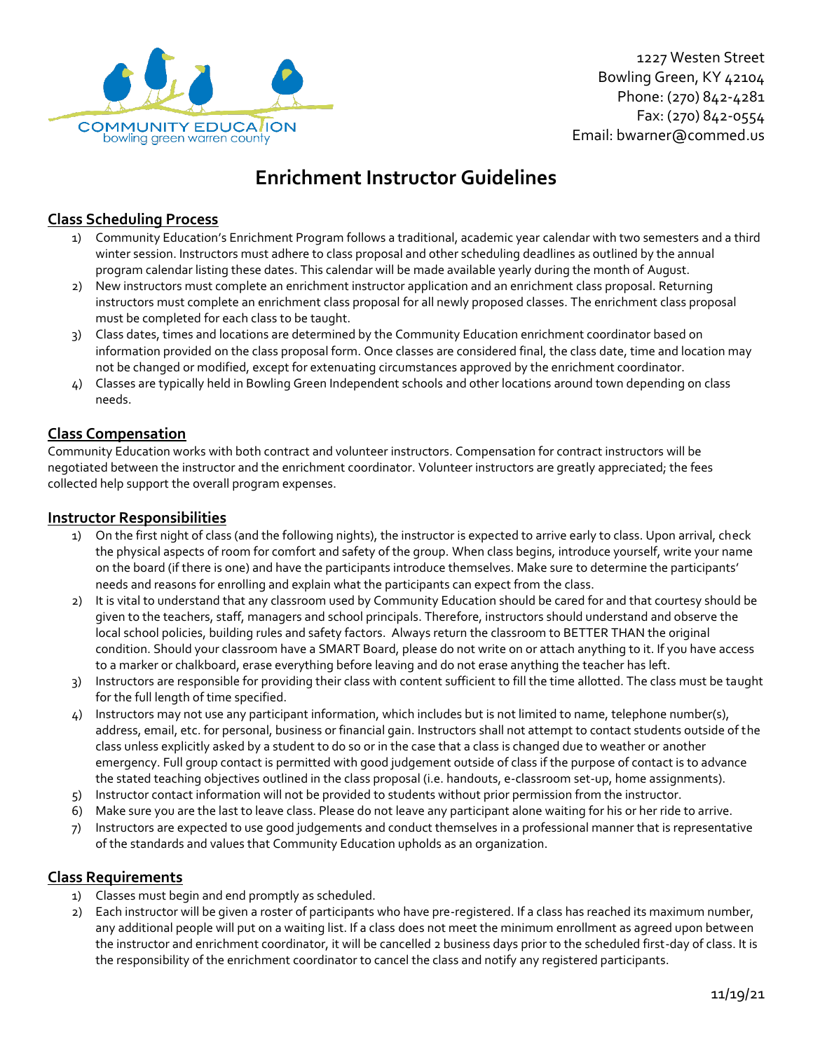COMMUNITY EDUCATION
bowling green warren county

1227 Westen Street
Bowling Green, KY 42104
Phone: (270) 842-4281
Fax: (270) 842-0554
Email: bwarner@commed.us

# Enrichment Instructor Guidelines

## Class Scheduling Process

1) Community Education's Enrichment Program follows a traditional, academic year calendar with two semesters and a third winter session. Instructors must adhere to class proposal and other scheduling deadlines as outlined by the annual program calendar listing these dates. This calendar will be made available yearly during the month of August.
2) New instructors must complete an enrichment instructor application and an enrichment class proposal. Returning instructors must complete an enrichment class proposal for all newly proposed classes. The enrichment class proposal must be completed for each class to be taught.
3) Class dates, times and locations are determined by the Community Education enrichment coordinator based on information provided on the class proposal form. Once classes are considered final, the class date, time and location may not be changed or modified, except for extenuating circumstances approved by the enrichment coordinator.
4) Classes are typically held in Bowling Green Independent schools and other locations around town depending on class needs.

## Class Compensation

Community Education works with both contract and volunteer instructors. Compensation for contract instructors will be negotiated between the instructor and the enrichment coordinator. Volunteer instructors are greatly appreciated; the fees collected help support the overall program expenses.

## Instructor Responsibilities

1) On the first night of class (and the following nights), the instructor is expected to arrive early to class. Upon arrival, check the physical aspects of room for comfort and safety of the group. When class begins, introduce yourself, write your name on the board (if there is one) and have the participants introduce themselves. Make sure to determine the participants' needs and reasons for enrolling and explain what the participants can expect from the class.
2) It is vital to understand that any classroom used by Community Education should be cared for and that courtesy should be given to the teachers, staff, managers and school principals. Therefore, instructors should understand and observe the local school policies, building rules and safety factors. Always return the classroom to BETTER THAN the original condition. Should your classroom have a SMART Board, please do not write on or attach anything to it. If you have access to a marker or chalkboard, erase everything before leaving and do not erase anything the teacher has left.
3) Instructors are responsible for providing their class with content sufficient to fill the time allotted. The class must be taught for the full length of time specified.
4) Instructors may not use any participant information, which includes but is not limited to name, telephone number(s), address, email, etc. for personal, business or financial gain. Instructors shall not attempt to contact students outside of the class unless explicitly asked by a student to do so or in the case that a class is changed due to weather or another emergency. Full group contact is permitted with good judgement outside of class if the purpose of contact is to advance the stated teaching objectives outlined in the class proposal (i.e. handouts, e-classroom set-up, home assignments).
5) Instructor contact information will not be provided to students without prior permission from the instructor.
6) Make sure you are the last to leave class. Please do not leave any participant alone waiting for his or her ride to arrive.
7) Instructors are expected to use good judgements and conduct themselves in a professional manner that is representative of the standards and values that Community Education upholds as an organization.

## Class Requirements

1) Classes must begin and end promptly as scheduled.
2) Each instructor will be given a roster of participants who have pre-registered. If a class has reached its maximum number, any additional people will put on a waiting list. If a class does not meet the minimum enrollment as agreed upon between the instructor and enrichment coordinator, it will be cancelled 2 business days prior to the scheduled first-day of class. It is the responsibility of the enrichment coordinator to cancel the class and notify any registered participants.

11/19/21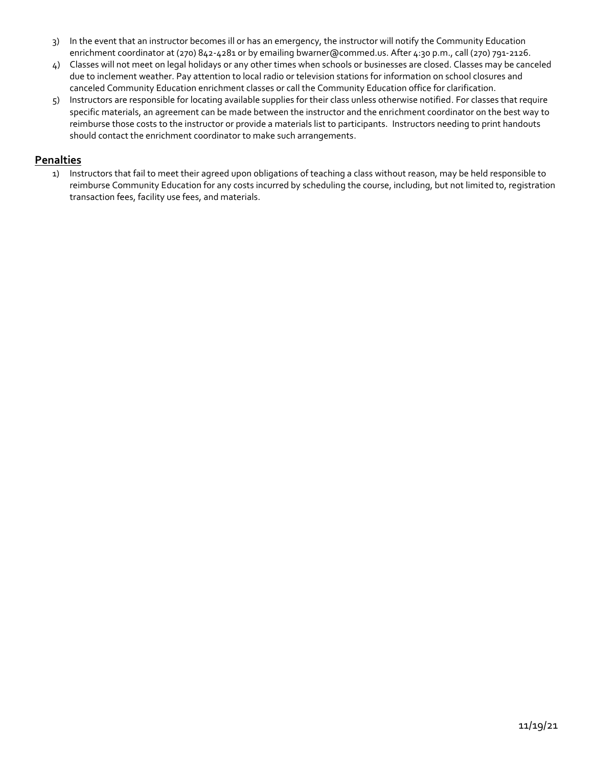3) In the event that an instructor becomes ill or has an emergency, the instructor will notify the Community Education enrichment coordinator at (270) 842-4281 or by emailing bwarner@commed.us. After 4:30 p.m., call (270) 791-2126.
4) Classes will not meet on legal holidays or any other times when schools or businesses are closed. Classes may be canceled due to inclement weather. Pay attention to local radio or television stations for information on school closures and canceled Community Education enrichment classes or call the Community Education office for clarification.
5) Instructors are responsible for locating available supplies for their class unless otherwise notified. For classes that require specific materials, an agreement can be made between the instructor and the enrichment coordinator on the best way to reimburse those costs to the instructor or provide a materials list to participants. Instructors needing to print handouts should contact the enrichment coordinator to make such arrangements.

## Penalties

1) Instructors that fail to meet their agreed upon obligations of teaching a class without reason, may be held responsible to reimburse Community Education for any costs incurred by scheduling the course, including, but not limited to, registration transaction fees, facility use fees, and materials.

11/19/21